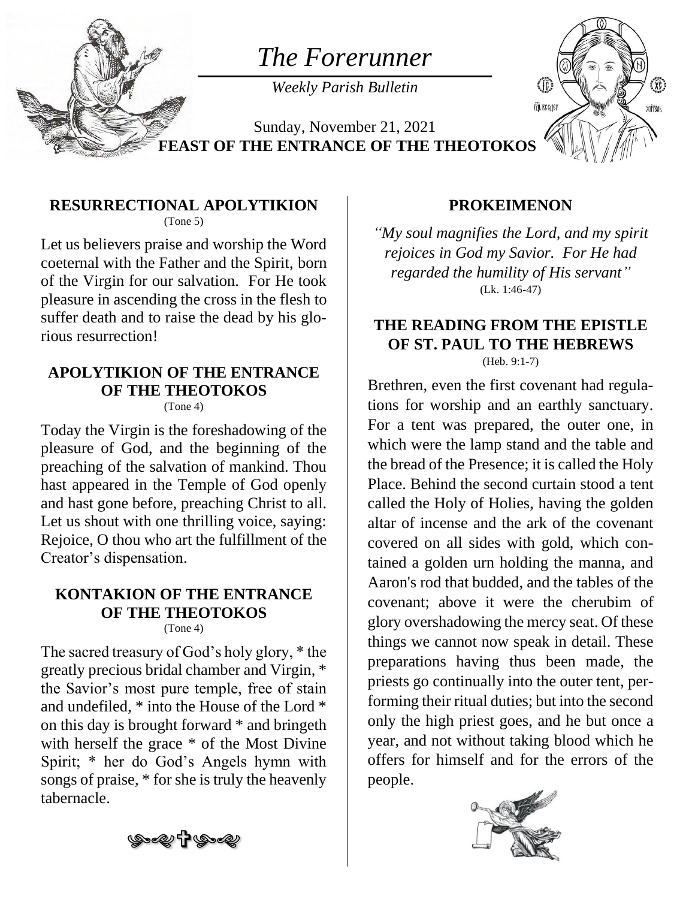# The Forerunner

*Weekly Parish Bulletin*

Sunday, November 21, 2021

**FEAST OF THE ENTRANCE OF THE THEOTOKOS**

## RESURRECTIONAL APOLYTIKION

(Tone 5)

Let us believers praise and worship the Word coeternal with the Father and the Spirit, born of the Virgin for our salvation. For He took pleasure in ascending the cross in the flesh to suffer death and to raise the dead by his glorious resurrection!

## APOLYTIKION OF THE ENTRANCE OF THE THEOTOKOS

(Tone 4)

Today the Virgin is the foreshadowing of the pleasure of God, and the beginning of the preaching of the salvation of mankind. Thou hast appeared in the Temple of God openly and hast gone before, preaching Christ to all. Let us shout with one thrilling voice, saying: Rejoice, O thou who art the fulfillment of the Creator's dispensation.

## KONTAKION OF THE ENTRANCE OF THE THEOTOKOS

(Tone 4)

The sacred treasury of God's holy glory, * the greatly precious bridal chamber and Virgin, * the Savior's most pure temple, free of stain and undefiled, * into the House of the Lord * on this day is brought forward * and bringeth with herself the grace * of the Most Divine Spirit; * her do God's Angels hymn with songs of praise, * for she is truly the heavenly tabernacle.

## PROKEIMENON

*"My soul magnifies the Lord, and my spirit rejoices in God my Savior. For He had regarded the humility of His servant"*

(Lk. 1:46-47)

## THE READING FROM THE EPISTLE OF ST. PAUL TO THE HEBREWS

(Heb. 9:1-7)

Brethren, even the first covenant had regulations for worship and an earthly sanctuary. For a tent was prepared, the outer one, in which were the lamp stand and the table and the bread of the Presence; it is called the Holy Place. Behind the second curtain stood a tent called the Holy of Holies, having the golden altar of incense and the ark of the covenant covered on all sides with gold, which contained a golden urn holding the manna, and Aaron's rod that budded, and the tables of the covenant; above it were the cherubim of glory overshadowing the mercy seat. Of these things we cannot now speak in detail. These preparations having thus been made, the priests go continually into the outer tent, performing their ritual duties; but into the second only the high priest goes, and he but once a year, and not without taking blood which he offers for himself and for the errors of the people.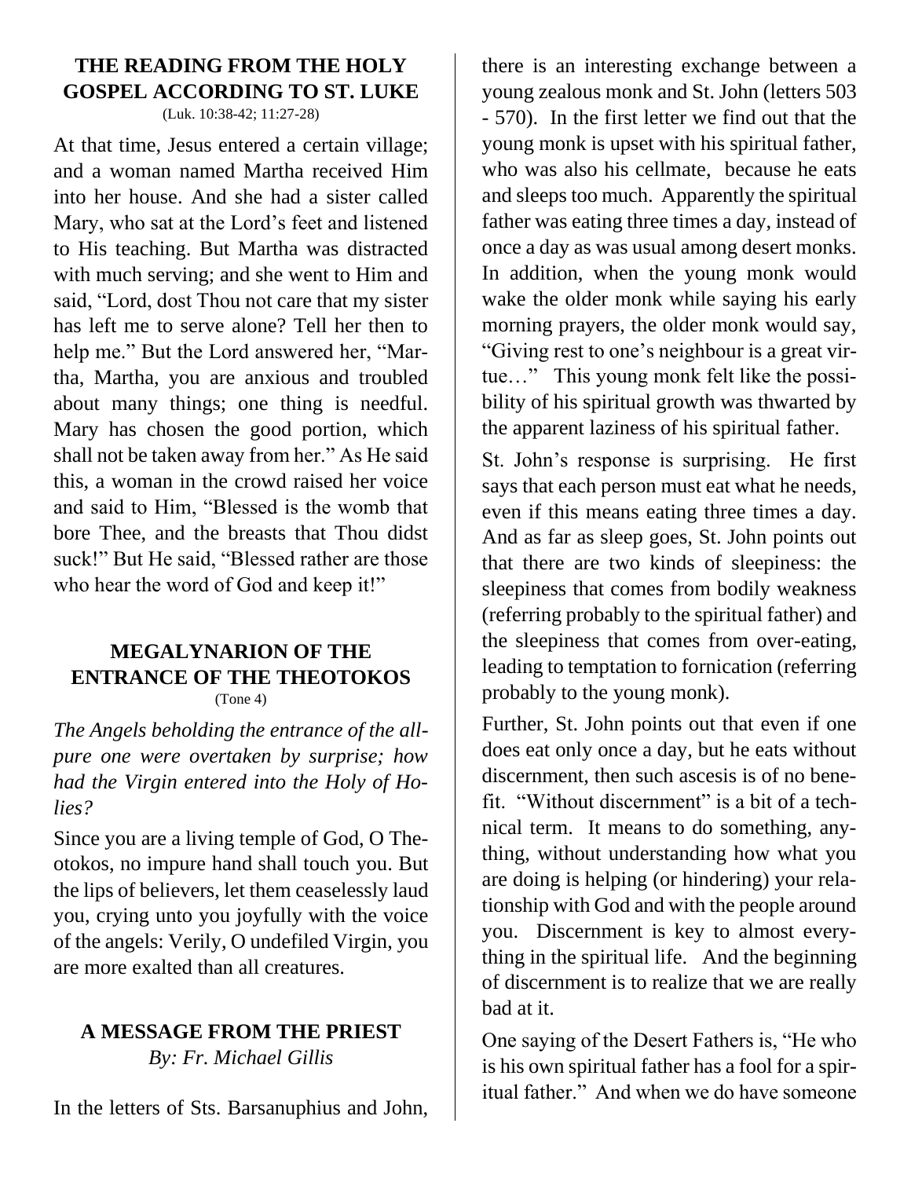## THE READING FROM THE HOLY GOSPEL ACCORDING TO ST. LUKE

(Luk. 10:38-42; 11:27-28)

At that time, Jesus entered a certain village; and a woman named Martha received Him into her house. And she had a sister called Mary, who sat at the Lord's feet and listened to His teaching. But Martha was distracted with much serving; and she went to Him and said, "Lord, dost Thou not care that my sister has left me to serve alone? Tell her then to help me." But the Lord answered her, "Martha, Martha, you are anxious and troubled about many things; one thing is needful. Mary has chosen the good portion, which shall not be taken away from her." As He said this, a woman in the crowd raised her voice and said to Him, "Blessed is the womb that bore Thee, and the breasts that Thou didst suck!" But He said, "Blessed rather are those who hear the word of God and keep it!"

## MEGALYNARION OF THE ENTRANCE OF THE THEOTOKOS

(Tone 4)

*The Angels beholding the entrance of the all-pure one were overtaken by surprise; how had the Virgin entered into the Holy of Holies?*

Since you are a living temple of God, O Theotokos, no impure hand shall touch you. But the lips of believers, let them ceaselessly laud you, crying unto you joyfully with the voice of the angels: Verily, O undefiled Virgin, you are more exalted than all creatures.

## A MESSAGE FROM THE PRIEST

*By: Fr. Michael Gillis*

In the letters of Sts. Barsanuphius and John, there is an interesting exchange between a young zealous monk and St. John (letters 503 - 570). In the first letter we find out that the young monk is upset with his spiritual father, who was also his cellmate, because he eats and sleeps too much. Apparently the spiritual father was eating three times a day, instead of once a day as was usual among desert monks. In addition, when the young monk would wake the older monk while saying his early morning prayers, the older monk would say, "Giving rest to one's neighbour is a great virtue…" This young monk felt like the possibility of his spiritual growth was thwarted by the apparent laziness of his spiritual father.

St. John's response is surprising. He first says that each person must eat what he needs, even if this means eating three times a day. And as far as sleep goes, St. John points out that there are two kinds of sleepiness: the sleepiness that comes from bodily weakness (referring probably to the spiritual father) and the sleepiness that comes from over-eating, leading to temptation to fornication (referring probably to the young monk).

Further, St. John points out that even if one does eat only once a day, but he eats without discernment, then such ascesis is of no benefit. "Without discernment" is a bit of a technical term. It means to do something, anything, without understanding how what you are doing is helping (or hindering) your relationship with God and with the people around you. Discernment is key to almost everything in the spiritual life. And the beginning of discernment is to realize that we are really bad at it.

One saying of the Desert Fathers is, "He who is his own spiritual father has a fool for a spiritual father." And when we do have someone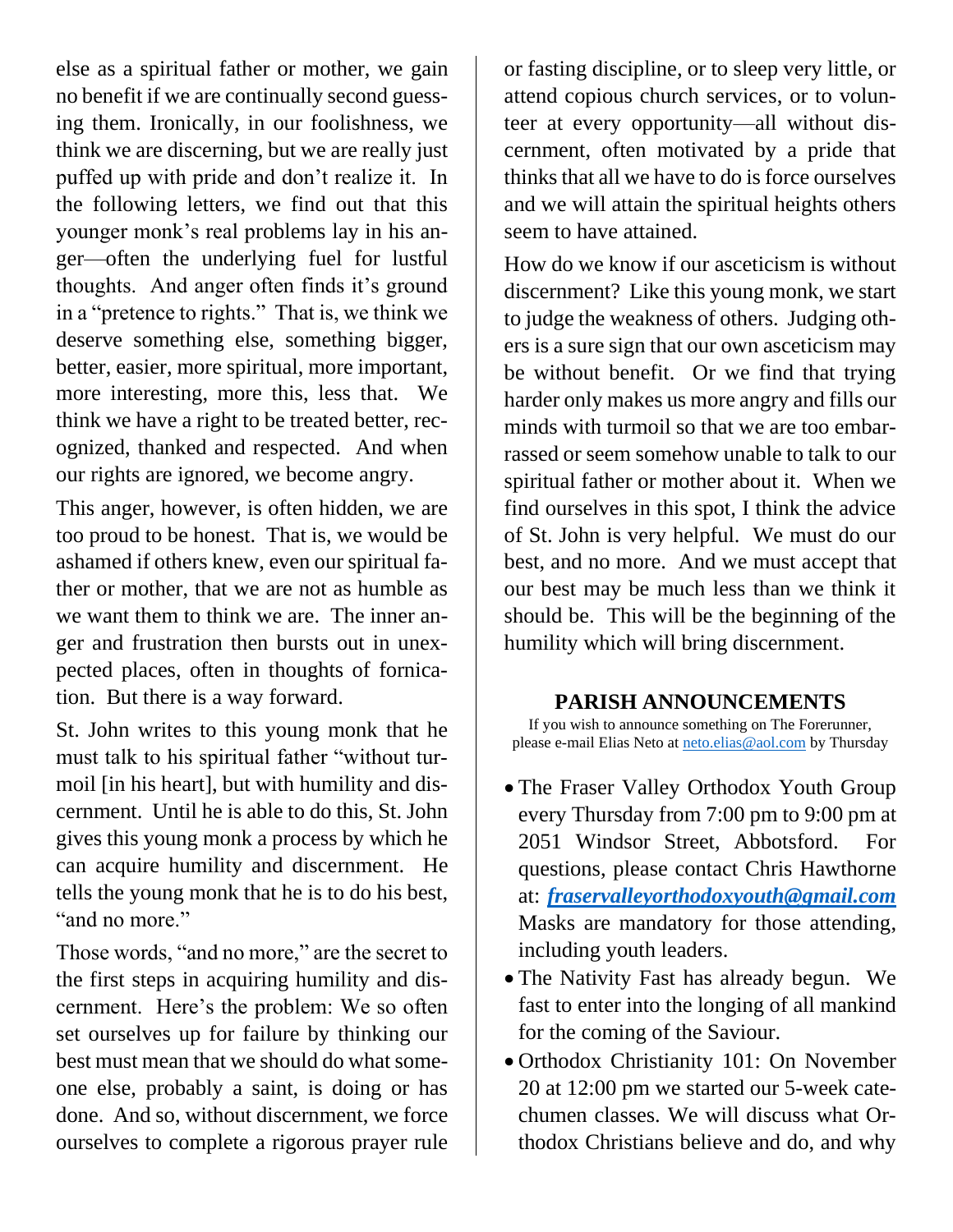else as a spiritual father or mother, we gain no benefit if we are continually second guessing them. Ironically, in our foolishness, we think we are discerning, but we are really just puffed up with pride and don't realize it. In the following letters, we find out that this younger monk's real problems lay in his anger—often the underlying fuel for lustful thoughts. And anger often finds it's ground in a "pretence to rights." That is, we think we deserve something else, something bigger, better, easier, more spiritual, more important, more interesting, more this, less that. We think we have a right to be treated better, recognized, thanked and respected. And when our rights are ignored, we become angry.

This anger, however, is often hidden, we are too proud to be honest. That is, we would be ashamed if others knew, even our spiritual father or mother, that we are not as humble as we want them to think we are. The inner anger and frustration then bursts out in unexpected places, often in thoughts of fornication. But there is a way forward.

St. John writes to this young monk that he must talk to his spiritual father "without turmoil [in his heart], but with humility and discernment. Until he is able to do this, St. John gives this young monk a process by which he can acquire humility and discernment. He tells the young monk that he is to do his best, "and no more."

Those words, "and no more," are the secret to the first steps in acquiring humility and discernment. Here's the problem: We so often set ourselves up for failure by thinking our best must mean that we should do what someone else, probably a saint, is doing or has done. And so, without discernment, we force ourselves to complete a rigorous prayer rule or fasting discipline, or to sleep very little, or attend copious church services, or to volunteer at every opportunity—all without discernment, often motivated by a pride that thinks that all we have to do is force ourselves and we will attain the spiritual heights others seem to have attained.

How do we know if our asceticism is without discernment? Like this young monk, we start to judge the weakness of others. Judging others is a sure sign that our own asceticism may be without benefit. Or we find that trying harder only makes us more angry and fills our minds with turmoil so that we are too embarrassed or seem somehow unable to talk to our spiritual father or mother about it. When we find ourselves in this spot, I think the advice of St. John is very helpful. We must do our best, and no more. And we must accept that our best may be much less than we think it should be. This will be the beginning of the humility which will bring discernment.

## PARISH ANNOUNCEMENTS

If you wish to announce something on The Forerunner, please e-mail Elias Neto at neto.elias@aol.com by Thursday

- The Fraser Valley Orthodox Youth Group every Thursday from 7:00 pm to 9:00 pm at 2051 Windsor Street, Abbotsford. For questions, please contact Chris Hawthorne at: ***fraservalleyorthodoxyouth@gmail.com*** Masks are mandatory for those attending, including youth leaders.
- The Nativity Fast has already begun. We fast to enter into the longing of all mankind for the coming of the Saviour.
- Orthodox Christianity 101: On November 20 at 12:00 pm we started our 5-week catechumen classes. We will discuss what Orthodox Christians believe and do, and why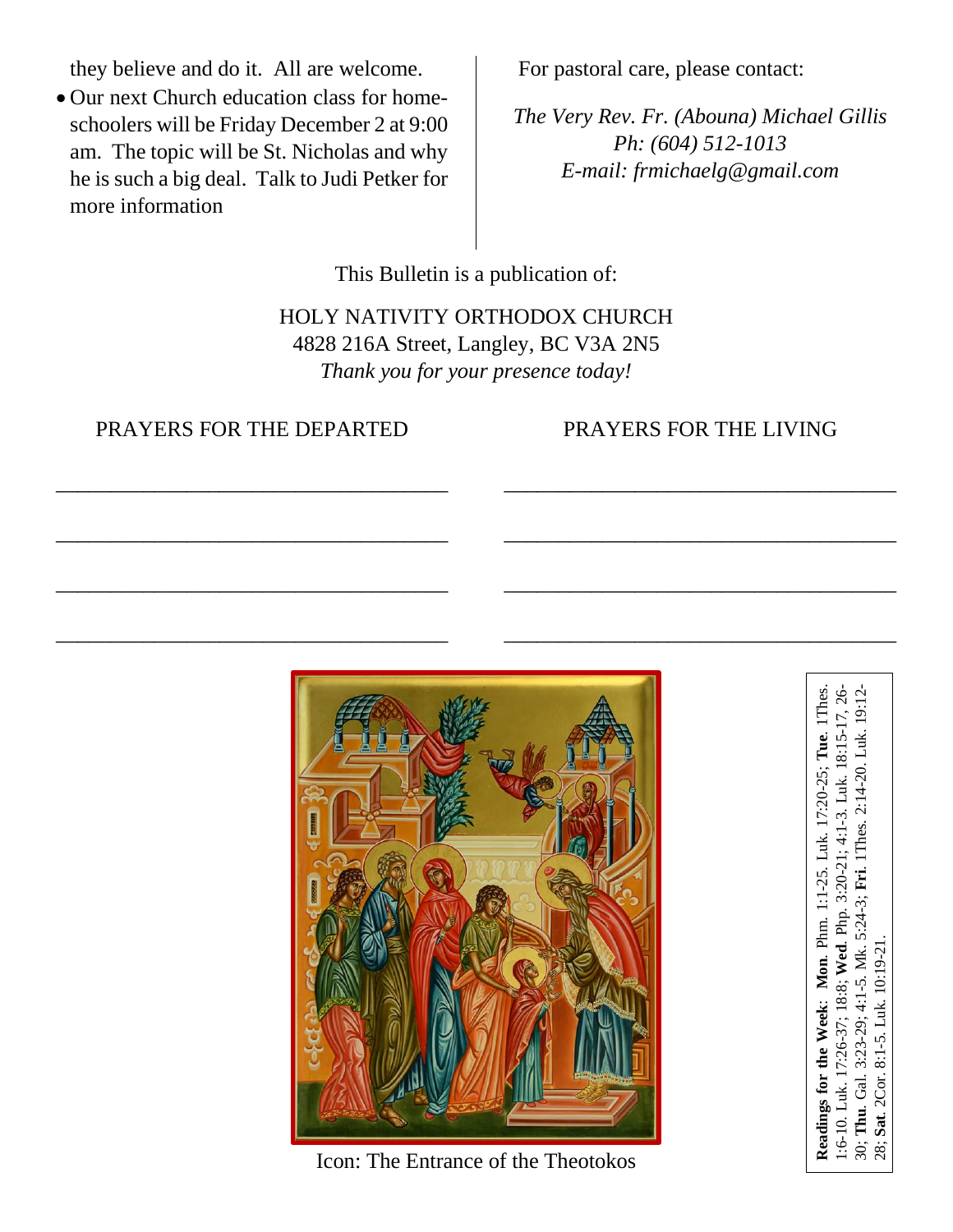they believe and do it. All are welcome.

- Our next Church education class for homeschoolers will be Friday December 2 at 9:00 am. The topic will be St. Nicholas and why he is such a big deal. Talk to Judi Petker for more information

For pastoral care, please contact:

*The Very Rev. Fr. (Abouna) Michael Gillis*
*Ph: (604) 512-1013*
*E-mail: frmichaelg@gmail.com*

This Bulletin is a publication of:

HOLY NATIVITY ORTHODOX CHURCH
4828 216A Street, Langley, BC V3A 2N5
*Thank you for your presence today!*

PRAYERS FOR THE DEPARTED

\_\_\_\_\_\_\_\_\_\_\_\_\_\_\_\_\_\_\_\_\_\_\_\_\_\_\_\_\_\_\_\_\_\_\_\_\_\_

\_\_\_\_\_\_\_\_\_\_\_\_\_\_\_\_\_\_\_\_\_\_\_\_\_\_\_\_\_\_\_\_\_\_\_\_\_\_

\_\_\_\_\_\_\_\_\_\_\_\_\_\_\_\_\_\_\_\_\_\_\_\_\_\_\_\_\_\_\_\_\_\_\_\_\_\_

\_\_\_\_\_\_\_\_\_\_\_\_\_\_\_\_\_\_\_\_\_\_\_\_\_\_\_\_\_\_\_\_\_\_\_\_\_\_

PRAYERS FOR THE LIVING

\_\_\_\_\_\_\_\_\_\_\_\_\_\_\_\_\_\_\_\_\_\_\_\_\_\_\_\_\_\_\_\_\_\_\_\_\_\_

\_\_\_\_\_\_\_\_\_\_\_\_\_\_\_\_\_\_\_\_\_\_\_\_\_\_\_\_\_\_\_\_\_\_\_\_\_\_

\_\_\_\_\_\_\_\_\_\_\_\_\_\_\_\_\_\_\_\_\_\_\_\_\_\_\_\_\_\_\_\_\_\_\_\_\_\_

\_\_\_\_\_\_\_\_\_\_\_\_\_\_\_\_\_\_\_\_\_\_\_\_\_\_\_\_\_\_\_\_\_\_\_\_\_\_

Icon: The Entrance of the Theotokos

**Readings for the Week**: **Mon**. Phm. 1:1-25. Luk. 17:20-25; **Tue**. 1Thes. 1:6-10. Luk. 17:26-37; 18:8; **Wed**. Php. 3:20-21; 4:1-3. Luk. 18:15-17, 26-30; **Thu**. Gal. 3:23-29; 4:1-5. Mk. 5:24-3; **Fri**. 1Thes. 2:14-20. Luk. 19:12-28; **Sat**. 2Cor. 8:1-5. Luk. 10:19-21.